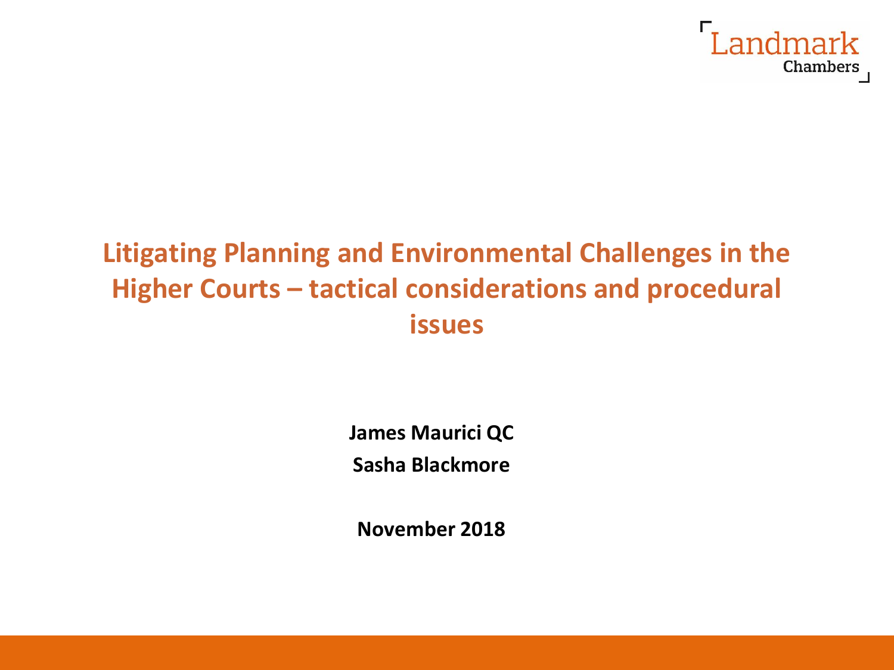Landmark Chambers

# Litigating Planning and Environmental Challenges in the Higher Courts – tactical considerations and procedural issues

**James Maurici QC**

**Sasha Blackmore**

**November 2018**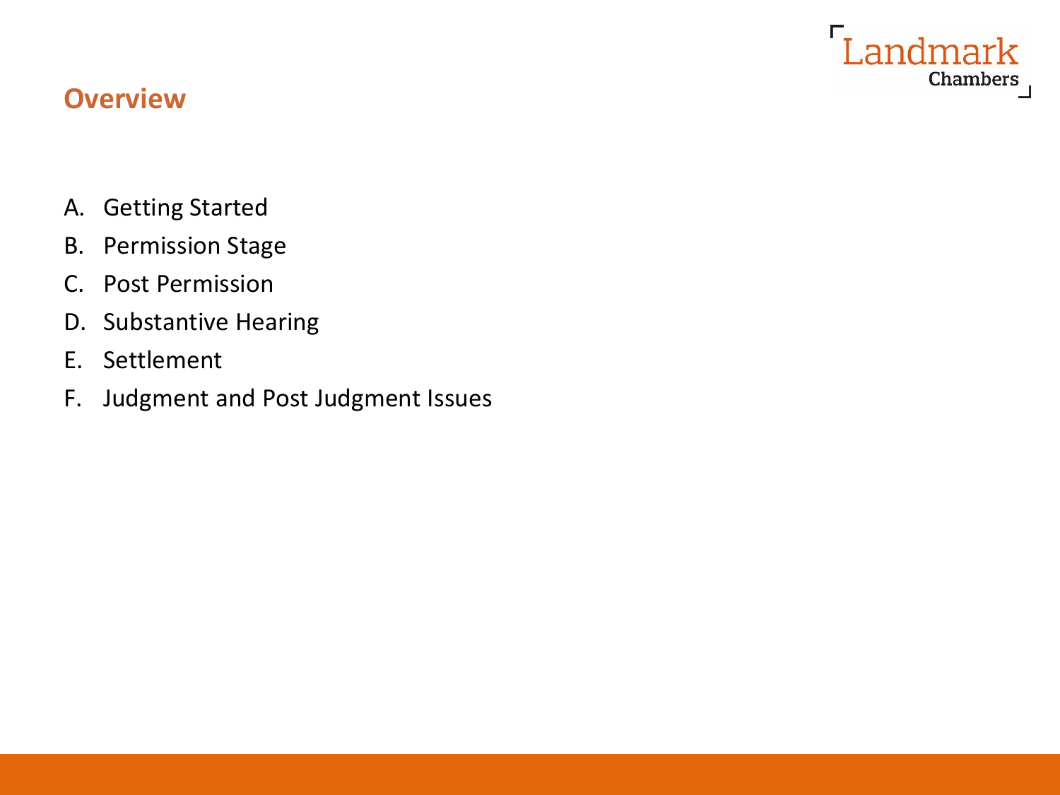## Overview

A. Getting Started
B. Permission Stage
C. Post Permission
D. Substantive Hearing
E. Settlement
F. Judgment and Post Judgment Issues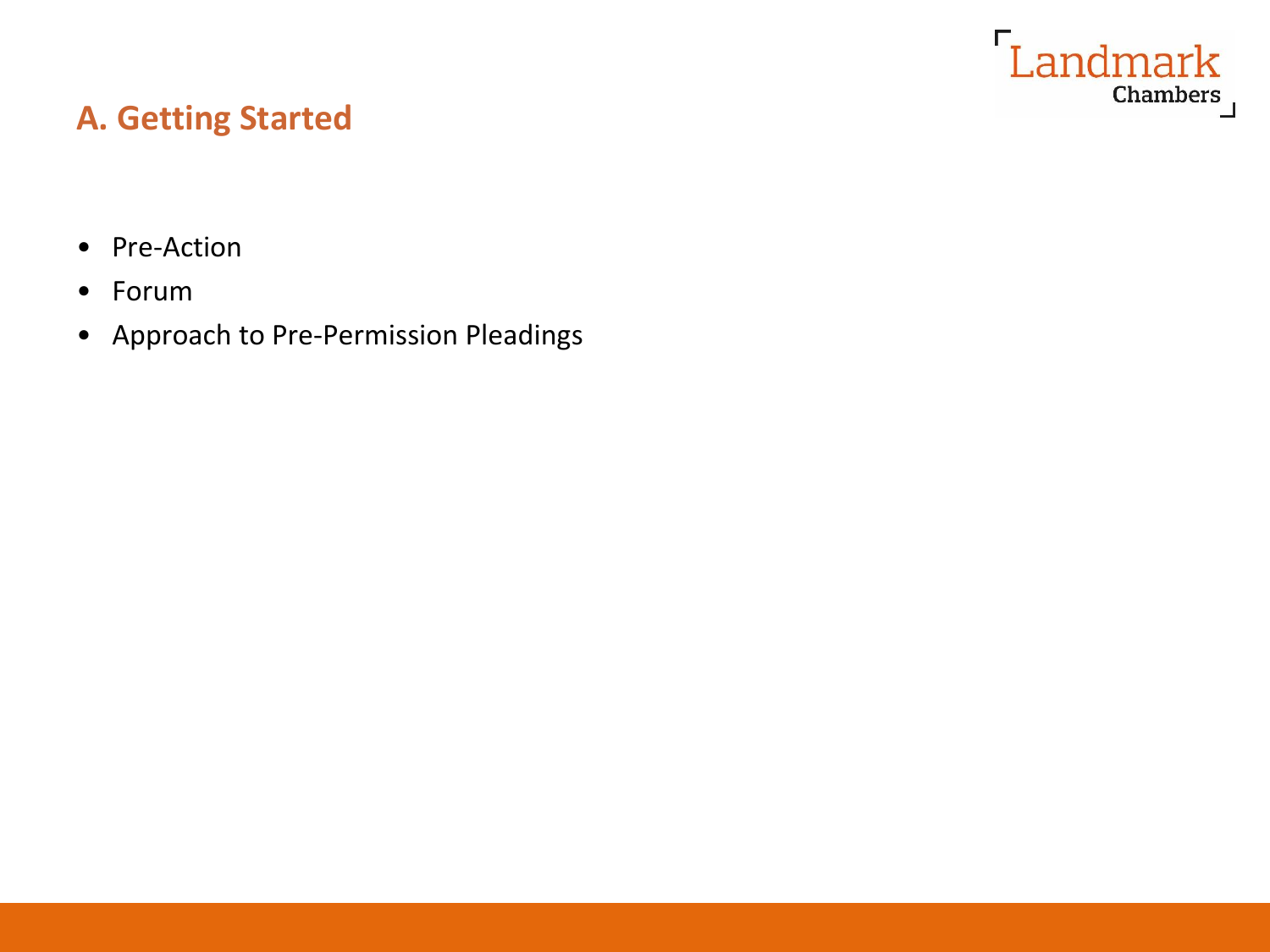## A. Getting Started

- Pre-Action
- Forum
- Approach to Pre-Permission Pleadings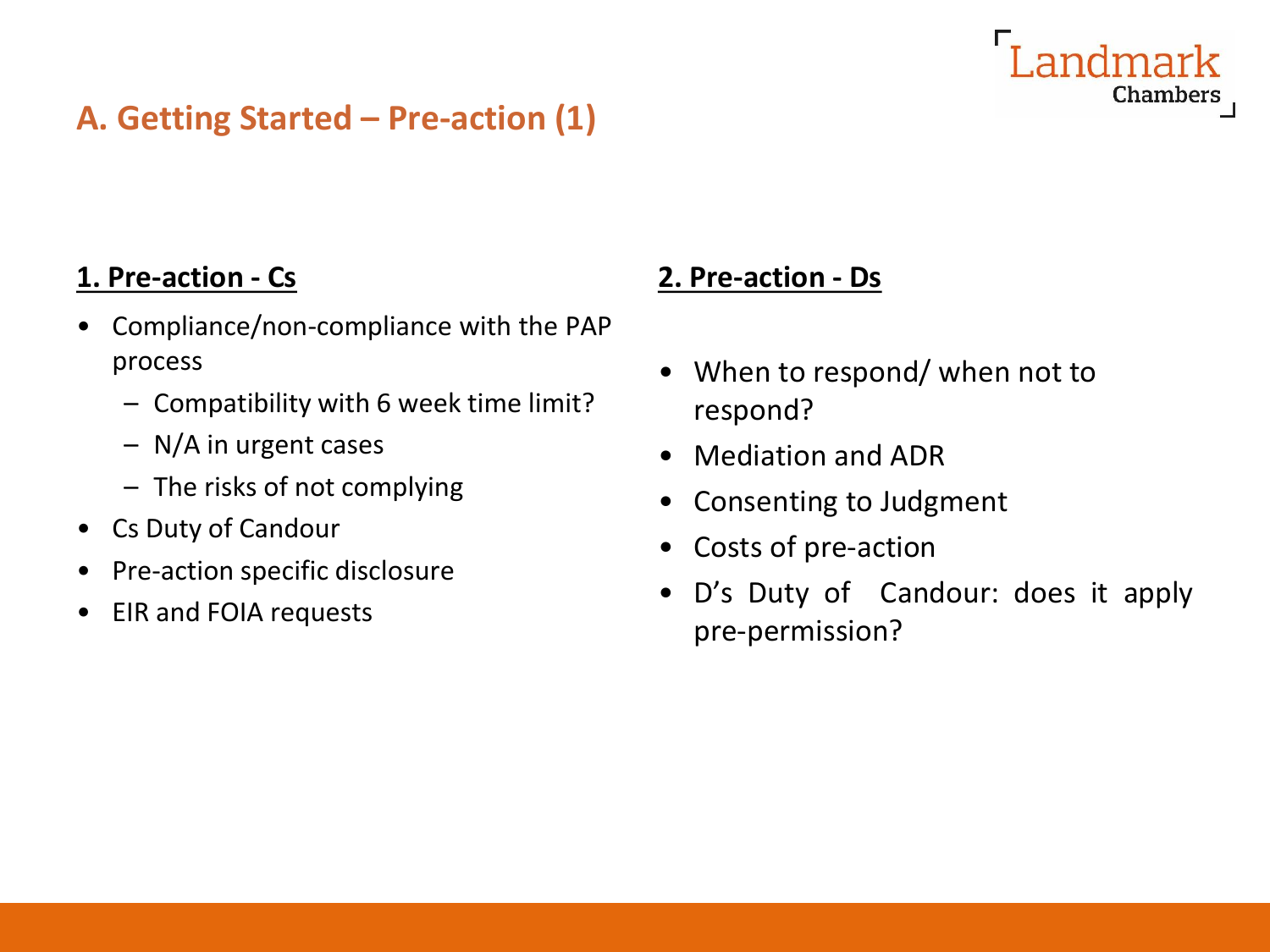## A. Getting Started – Pre-action (1)

**1. Pre-action - Cs**

- Compliance/non-compliance with the PAP process
  - Compatibility with 6 week time limit?
  - N/A in urgent cases
  - The risks of not complying
- Cs Duty of Candour
- Pre-action specific disclosure
- EIR and FOIA requests

**2. Pre-action - Ds**

- When to respond/ when not to respond?
- Mediation and ADR
- Consenting to Judgment
- Costs of pre-action
- D's Duty of Candour: does it apply pre-permission?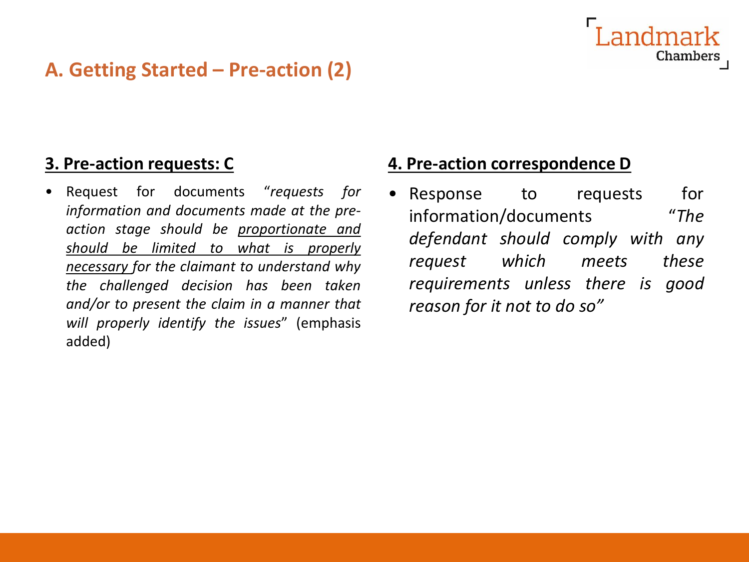## A. Getting Started – Pre-action (2)

### 3. Pre-action requests: C

- Request for documents "*requests for information and documents made at the pre-action stage should be* <u>*proportionate and should be limited to what is properly necessary*</u> *for the claimant to understand why the challenged decision has been taken and/or to present the claim in a manner that will properly identify the issues*" (emphasis added)

### 4. Pre-action correspondence D

- Response to requests for information/documents "*The defendant should comply with any request which meets these requirements unless there is good reason for it not to do so*"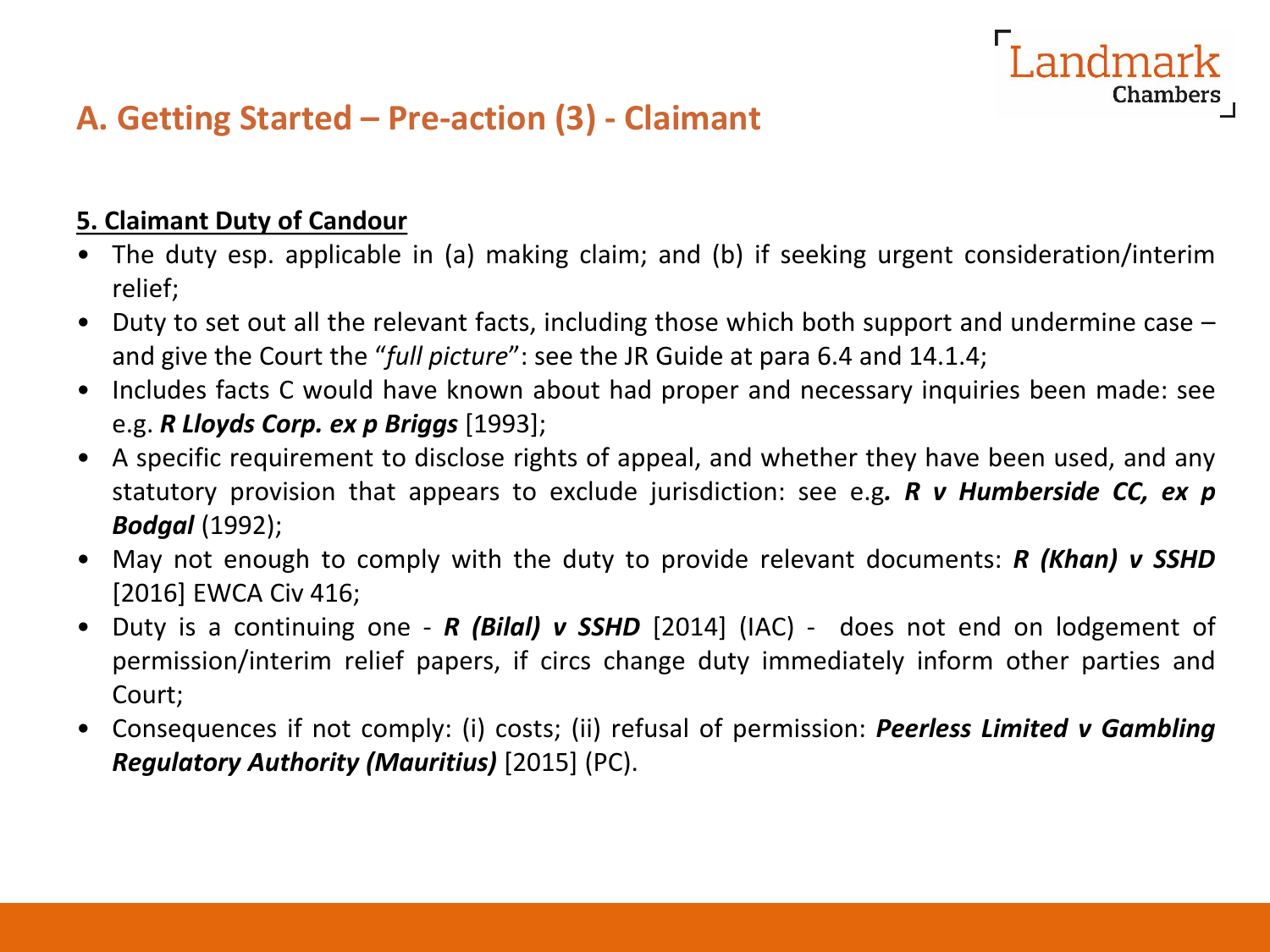## A. Getting Started – Pre-action (3) - Claimant

**5. Claimant Duty of Candour**

- The duty esp. applicable in (a) making claim; and (b) if seeking urgent consideration/interim relief;
- Duty to set out all the relevant facts, including those which both support and undermine case – and give the Court the "*full picture*": see the JR Guide at para 6.4 and 14.1.4;
- Includes facts C would have known about had proper and necessary inquiries been made: see e.g. ***R Lloyds Corp. ex p Briggs*** [1993];
- A specific requirement to disclose rights of appeal, and whether they have been used, and any statutory provision that appears to exclude jurisdiction: see e.g**. *R v Humberside CC, ex p Bodgal*** (1992);
- May not enough to comply with the duty to provide relevant documents: ***R (Khan) v SSHD*** [2016] EWCA Civ 416;
- Duty is a continuing one - ***R (Bilal) v SSHD*** [2014] (IAC) - does not end on lodgement of permission/interim relief papers, if circs change duty immediately inform other parties and Court;
- Consequences if not comply: (i) costs; (ii) refusal of permission: ***Peerless Limited v Gambling Regulatory Authority (Mauritius)*** [2015] (PC).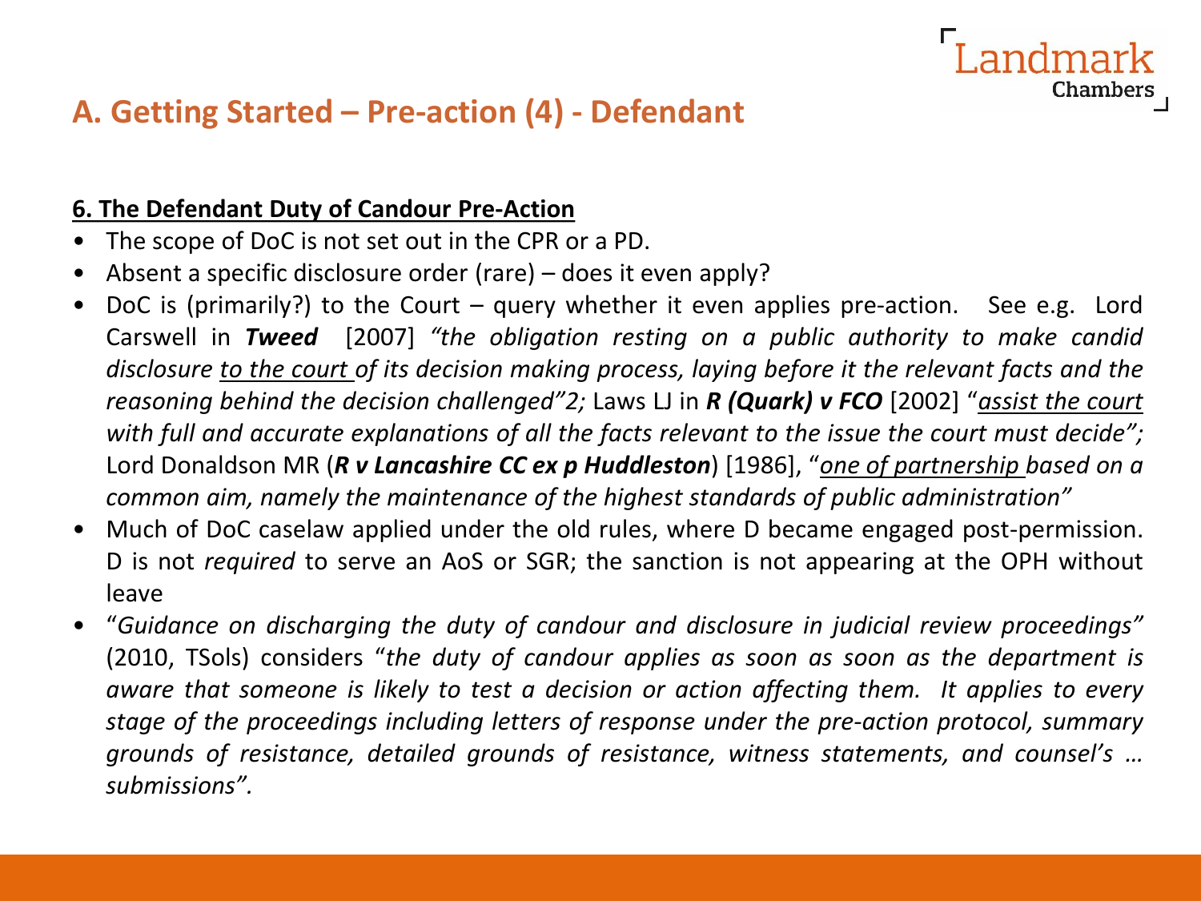# A. Getting Started – Pre-action (4) - Defendant

**6. The Defendant Duty of Candour Pre-Action**

- The scope of DoC is not set out in the CPR or a PD.
- Absent a specific disclosure order (rare) – does it even apply?
- DoC is (primarily?) to the Court – query whether it even applies pre-action. See e.g. Lord Carswell in ***Tweed*** [2007] *"the obligation resting on a public authority to make candid disclosure to the court of its decision making process, laying before it the relevant facts and the reasoning behind the decision challenged"2;* Laws LJ in ***R (Quark) v FCO*** [2002] "*assist the court with full and accurate explanations of all the facts relevant to the issue the court must decide";* Lord Donaldson MR (***R v Lancashire CC ex p Huddleston***) [1986], "*one of partnership based on a common aim, namely the maintenance of the highest standards of public administration"*
- Much of DoC caselaw applied under the old rules, where D became engaged post-permission. D is not *required* to serve an AoS or SGR; the sanction is not appearing at the OPH without leave
- "*Guidance on discharging the duty of candour and disclosure in judicial review proceedings"* (2010, TSols) considers "*the duty of candour applies as soon as soon as the department is aware that someone is likely to test a decision or action affecting them. It applies to every stage of the proceedings including letters of response under the pre-action protocol, summary grounds of resistance, detailed grounds of resistance, witness statements, and counsel's … submissions".*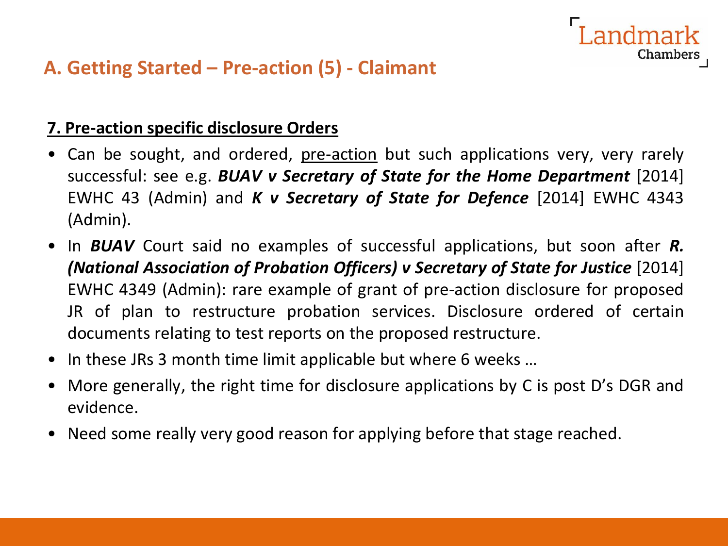## A. Getting Started – Pre-action (5) - Claimant

**7. Pre-action specific disclosure Orders**

- Can be sought, and ordered, pre-action but such applications very, very rarely successful: see e.g. ***BUAV v Secretary of State for the Home Department*** [2014] EWHC 43 (Admin) and ***K v Secretary of State for Defence*** [2014] EWHC 4343 (Admin).
- In ***BUAV*** Court said no examples of successful applications, but soon after ***R. (National Association of Probation Officers) v Secretary of State for Justice*** [2014] EWHC 4349 (Admin): rare example of grant of pre-action disclosure for proposed JR of plan to restructure probation services. Disclosure ordered of certain documents relating to test reports on the proposed restructure.
- In these JRs 3 month time limit applicable but where 6 weeks …
- More generally, the right time for disclosure applications by C is post D's DGR and evidence.
- Need some really very good reason for applying before that stage reached.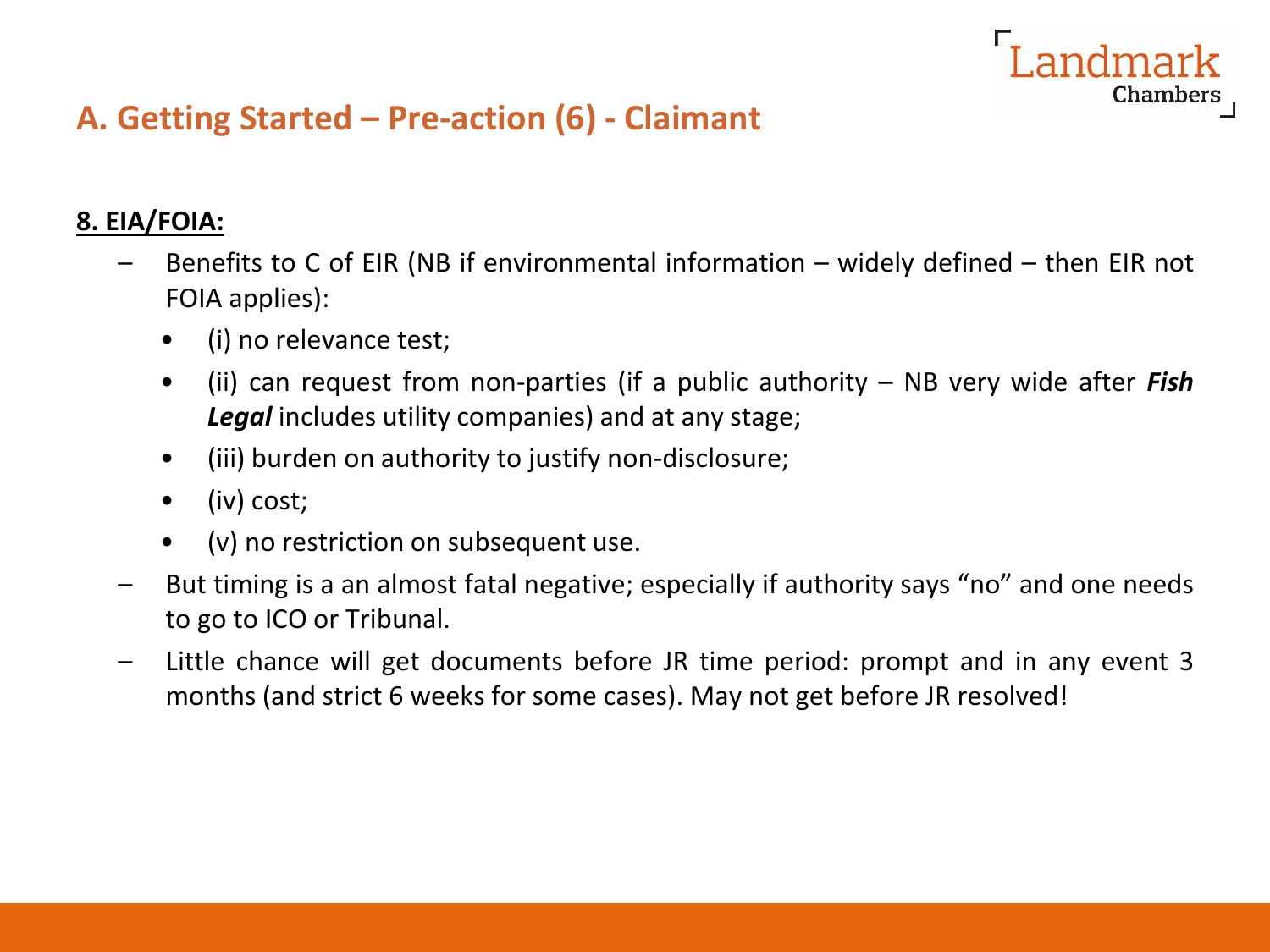## A. Getting Started – Pre-action (6) - Claimant

**8. EIA/FOIA:**

- Benefits to C of EIR (NB if environmental information – widely defined – then EIR not FOIA applies):
  - (i) no relevance test;
  - (ii) can request from non-parties (if a public authority – NB very wide after ***Fish Legal*** includes utility companies) and at any stage;
  - (iii) burden on authority to justify non-disclosure;
  - (iv) cost;
  - (v) no restriction on subsequent use.
- But timing is a an almost fatal negative; especially if authority says "no" and one needs to go to ICO or Tribunal.
- Little chance will get documents before JR time period: prompt and in any event 3 months (and strict 6 weeks for some cases). May not get before JR resolved!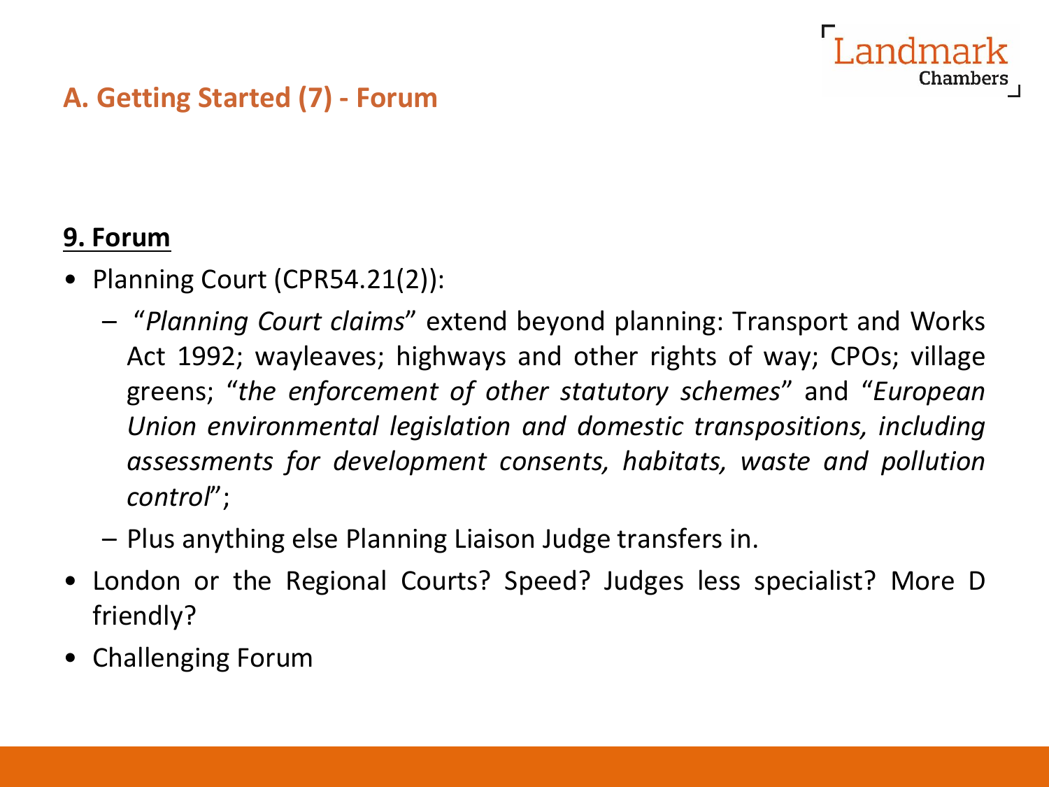## A. Getting Started (7) - Forum

**9. Forum**

- Planning Court (CPR54.21(2)):
  - "*Planning Court claims*" extend beyond planning: Transport and Works Act 1992; wayleaves; highways and other rights of way; CPOs; village greens; "*the enforcement of other statutory schemes*" and "*European Union environmental legislation and domestic transpositions, including assessments for development consents, habitats, waste and pollution control*";
  - Plus anything else Planning Liaison Judge transfers in.
- London or the Regional Courts? Speed? Judges less specialist? More D friendly?
- Challenging Forum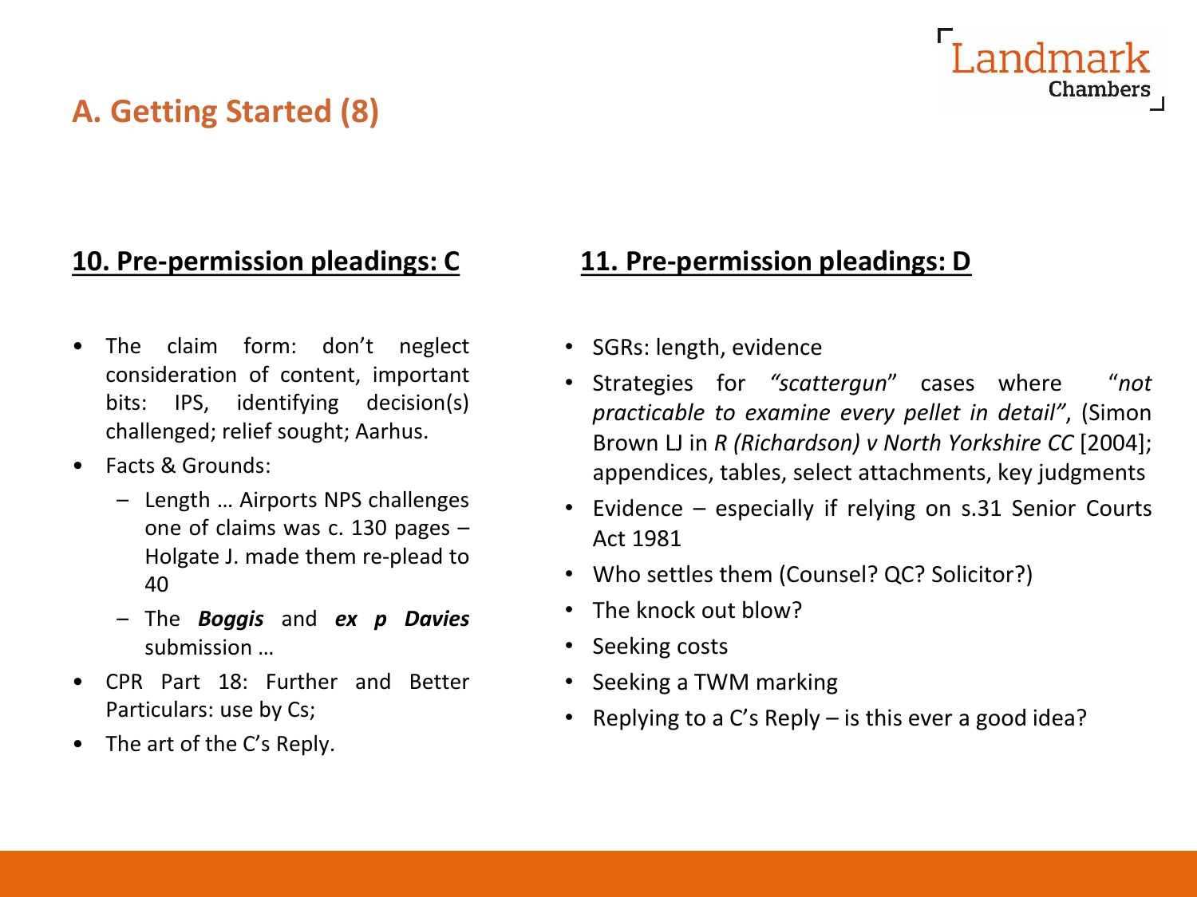## A. Getting Started (8)

### 10. Pre-permission pleadings: C

- The claim form: don't neglect consideration of content, important bits: IPS, identifying decision(s) challenged; relief sought; Aarhus.
- Facts & Grounds:
  - Length … Airports NPS challenges one of claims was c. 130 pages – Holgate J. made them re-plead to 40
  - The ***Boggis*** and ***ex p Davies*** submission …
- CPR Part 18: Further and Better Particulars: use by Cs;
- The art of the C's Reply.

### 11. Pre-permission pleadings: D

- SGRs: length, evidence
- Strategies for *"scattergun"* cases where *"not practicable to examine every pellet in detail"*, (Simon Brown LJ in *R (Richardson) v North Yorkshire CC* [2004]; appendices, tables, select attachments, key judgments
- Evidence – especially if relying on s.31 Senior Courts Act 1981
- Who settles them (Counsel? QC? Solicitor?)
- The knock out blow?
- Seeking costs
- Seeking a TWM marking
- Replying to a C's Reply – is this ever a good idea?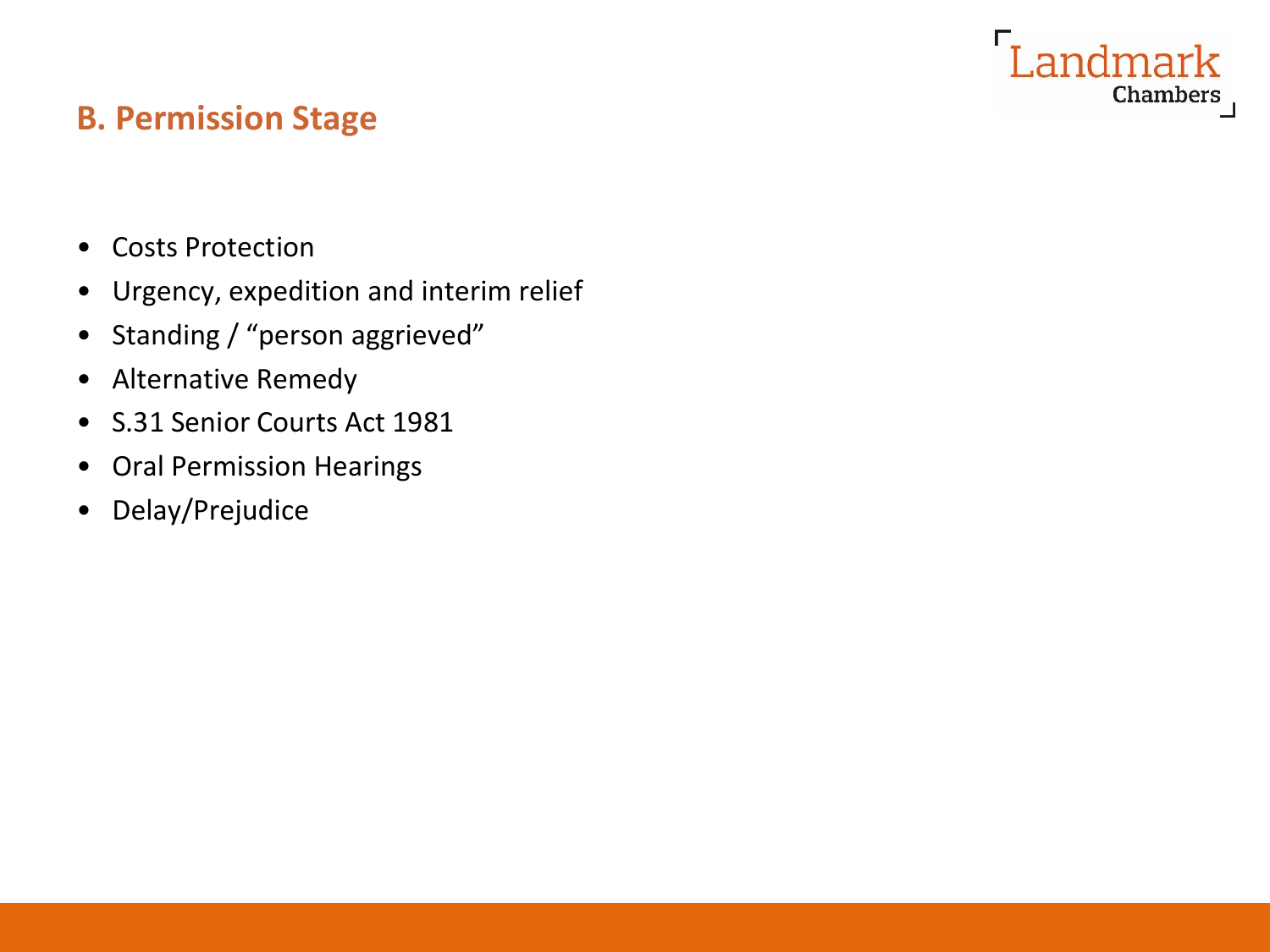## B. Permission Stage

- Costs Protection
- Urgency, expedition and interim relief
- Standing / “person aggrieved”
- Alternative Remedy
- S.31 Senior Courts Act 1981
- Oral Permission Hearings
- Delay/Prejudice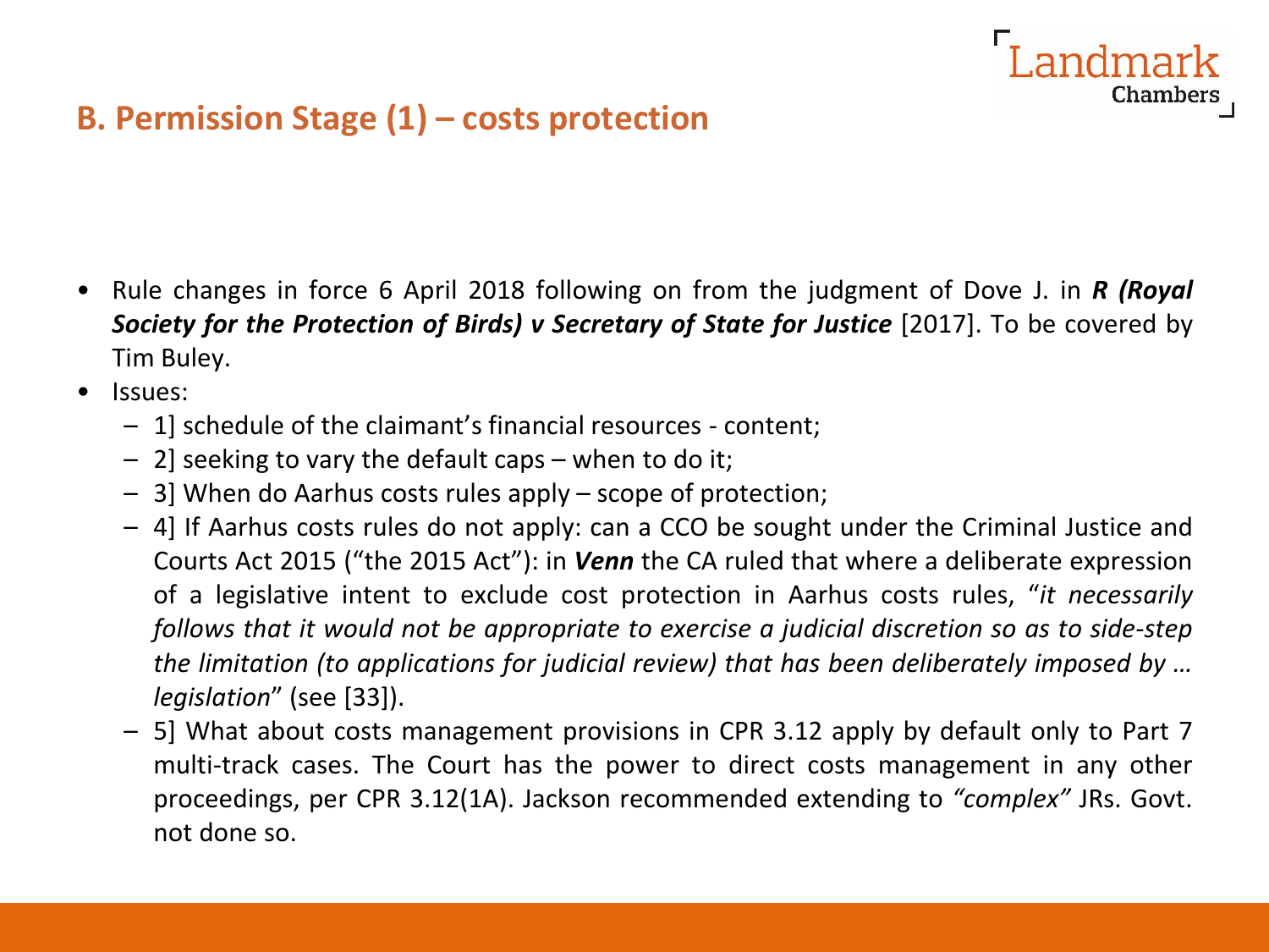## B. Permission Stage (1) – costs protection

- Rule changes in force 6 April 2018 following on from the judgment of Dove J. in ***R (Royal Society for the Protection of Birds) v Secretary of State for Justice*** [2017]. To be covered by Tim Buley.
- Issues:
  - 1] schedule of the claimant's financial resources - content;
  - 2] seeking to vary the default caps – when to do it;
  - 3] When do Aarhus costs rules apply – scope of protection;
  - 4] If Aarhus costs rules do not apply: can a CCO be sought under the Criminal Justice and Courts Act 2015 ("the 2015 Act"): in ***Venn*** the CA ruled that where a deliberate expression of a legislative intent to exclude cost protection in Aarhus costs rules, "*it necessarily follows that it would not be appropriate to exercise a judicial discretion so as to side-step the limitation (to applications for judicial review) that has been deliberately imposed by … legislation*" (see [33]).
  - 5] What about costs management provisions in CPR 3.12 apply by default only to Part 7 multi-track cases. The Court has the power to direct costs management in any other proceedings, per CPR 3.12(1A). Jackson recommended extending to *"complex"* JRs. Govt. not done so.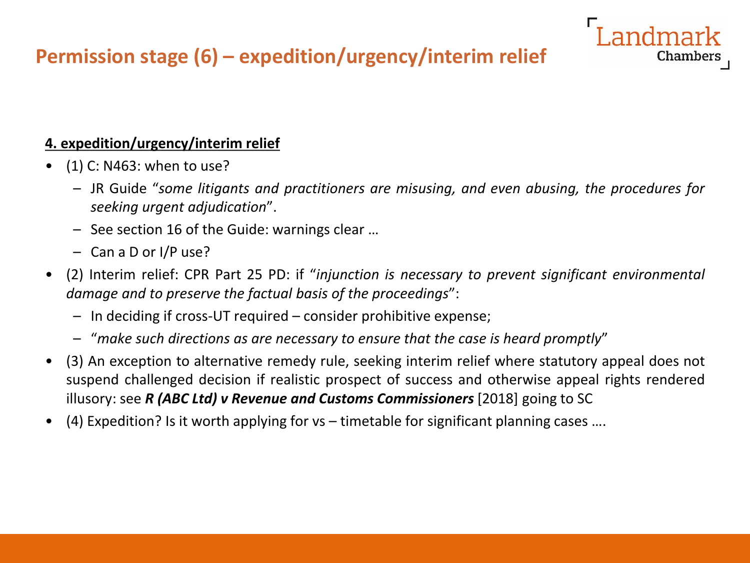## Permission stage (6) – expedition/urgency/interim relief

**4. expedition/urgency/interim relief**

- (1) C: N463: when to use?
  - JR Guide "*some litigants and practitioners are misusing, and even abusing, the procedures for seeking urgent adjudication*".
  - See section 16 of the Guide: warnings clear …
  - Can a D or I/P use?
- (2) Interim relief: CPR Part 25 PD: if "*injunction is necessary to prevent significant environmental damage and to preserve the factual basis of the proceedings*":
  - In deciding if cross-UT required – consider prohibitive expense;
  - "*make such directions as are necessary to ensure that the case is heard promptly*"
- (3) An exception to alternative remedy rule, seeking interim relief where statutory appeal does not suspend challenged decision if realistic prospect of success and otherwise appeal rights rendered illusory: see ***R (ABC Ltd) v Revenue and Customs Commissioners*** [2018] going to SC
- (4) Expedition? Is it worth applying for vs – timetable for significant planning cases ….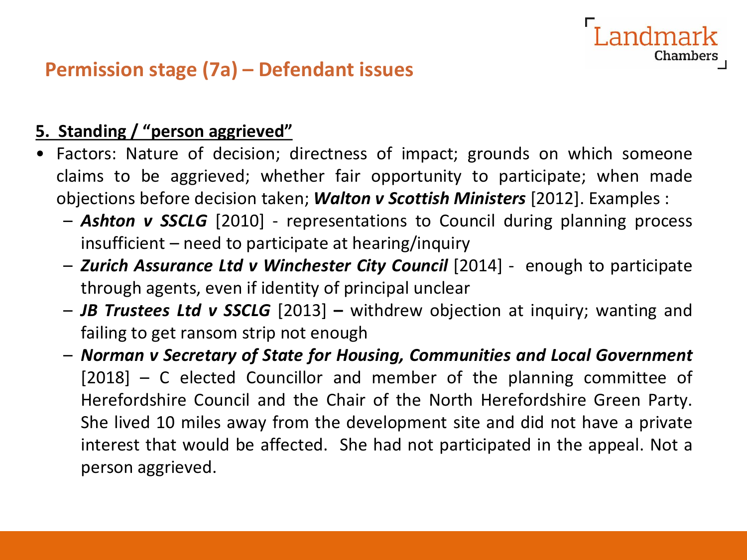## Permission stage (7a) – Defendant issues

**5. Standing / "person aggrieved"**

- Factors: Nature of decision; directness of impact; grounds on which someone claims to be aggrieved; whether fair opportunity to participate; when made objections before decision taken; ***Walton v Scottish Ministers*** [2012]. Examples :
  - ***Ashton v SSCLG*** [2010] - representations to Council during planning process insufficient – need to participate at hearing/inquiry
  - ***Zurich Assurance Ltd v Winchester City Council*** [2014] - enough to participate through agents, even if identity of principal unclear
  - ***JB Trustees Ltd v SSCLG*** [2013] **–** withdrew objection at inquiry; wanting and failing to get ransom strip not enough
  - ***Norman v Secretary of State for Housing, Communities and Local Government*** [2018] – C elected Councillor and member of the planning committee of Herefordshire Council and the Chair of the North Herefordshire Green Party. She lived 10 miles away from the development site and did not have a private interest that would be affected. She had not participated in the appeal. Not a person aggrieved.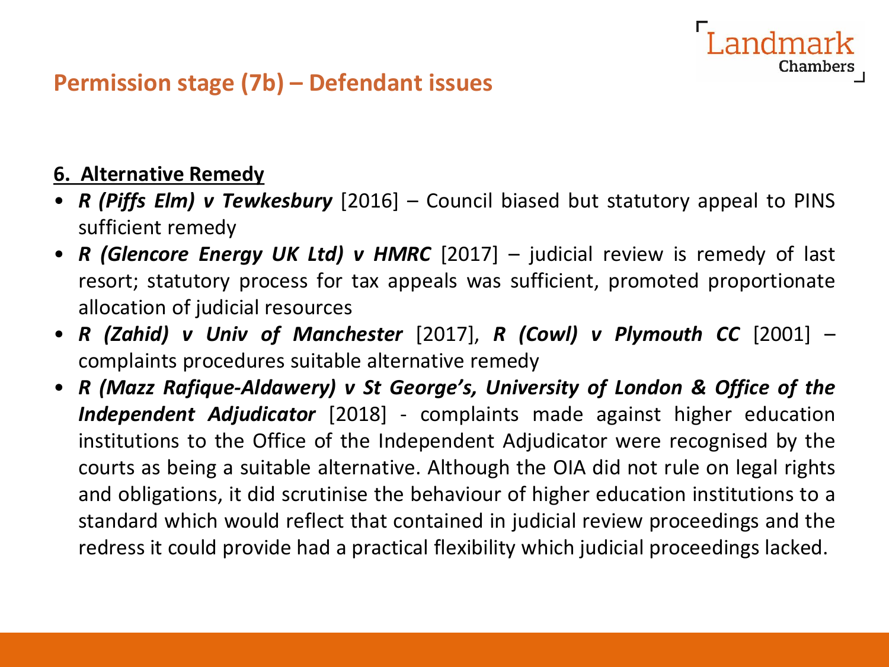## Permission stage (7b) – Defendant issues

**6. Alternative Remedy**

- ***R (Piffs Elm) v Tewkesbury*** [2016] – Council biased but statutory appeal to PINS sufficient remedy
- ***R (Glencore Energy UK Ltd) v HMRC*** [2017] – judicial review is remedy of last resort; statutory process for tax appeals was sufficient, promoted proportionate allocation of judicial resources
- ***R (Zahid) v Univ of Manchester*** [2017], ***R (Cowl) v Plymouth CC*** [2001] – complaints procedures suitable alternative remedy
- ***R (Mazz Rafique-Aldawery) v St George's, University of London & Office of the Independent Adjudicator*** [2018] - complaints made against higher education institutions to the Office of the Independent Adjudicator were recognised by the courts as being a suitable alternative. Although the OIA did not rule on legal rights and obligations, it did scrutinise the behaviour of higher education institutions to a standard which would reflect that contained in judicial review proceedings and the redress it could provide had a practical flexibility which judicial proceedings lacked.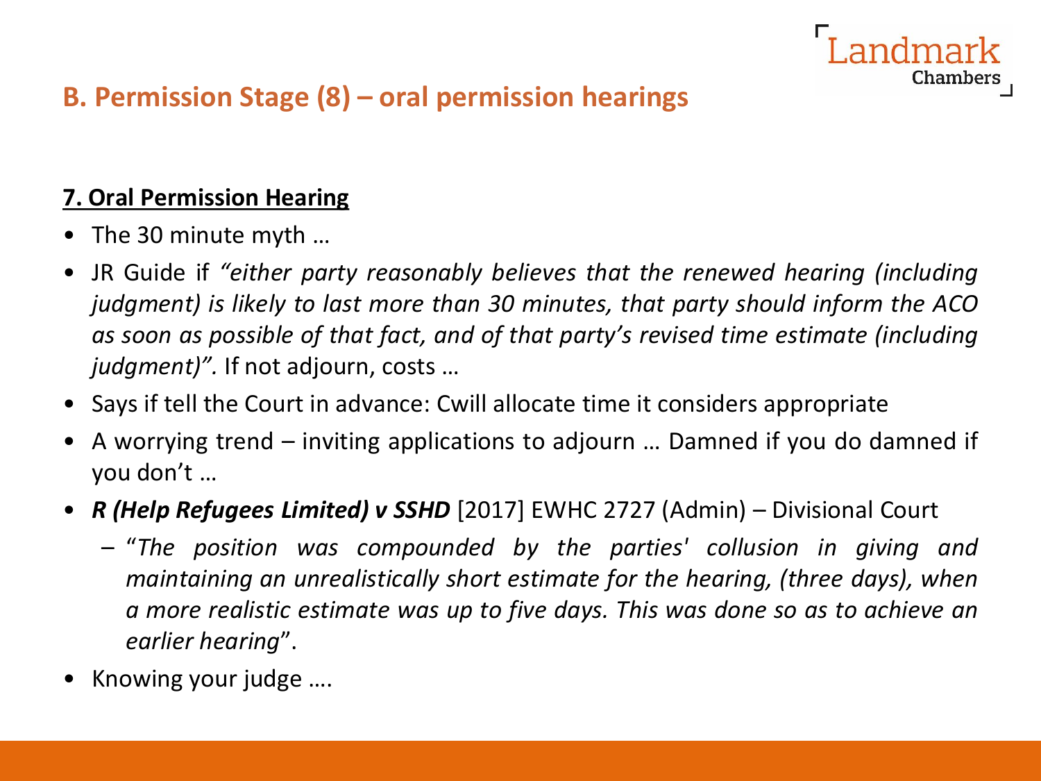## B. Permission Stage (8) – oral permission hearings

**7. Oral Permission Hearing**

- The 30 minute myth …
- JR Guide if *"either party reasonably believes that the renewed hearing (including judgment) is likely to last more than 30 minutes, that party should inform the ACO as soon as possible of that fact, and of that party's revised time estimate (including judgment)".* If not adjourn, costs …
- Says if tell the Court in advance: Cwill allocate time it considers appropriate
- A worrying trend – inviting applications to adjourn … Damned if you do damned if you don't …
- ***R (Help Refugees Limited) v SSHD*** [2017] EWHC 2727 (Admin) – Divisional Court
  - "*The position was compounded by the parties' collusion in giving and maintaining an unrealistically short estimate for the hearing, (three days), when a more realistic estimate was up to five days. This was done so as to achieve an earlier hearing*".
- Knowing your judge ….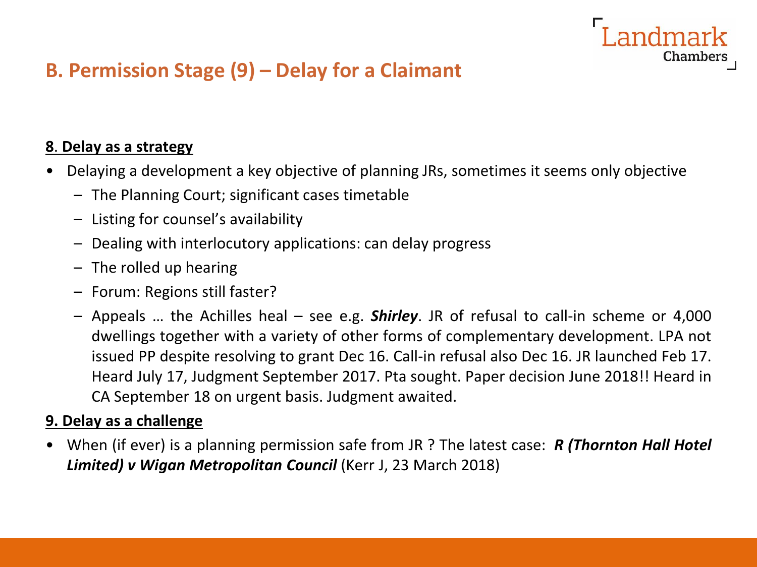## B. Permission Stage (9) – Delay for a Claimant

**8. Delay as a strategy**

- Delaying a development a key objective of planning JRs, sometimes it seems only objective
  - The Planning Court; significant cases timetable
  - Listing for counsel's availability
  - Dealing with interlocutory applications: can delay progress
  - The rolled up hearing
  - Forum: Regions still faster?
  - Appeals … the Achilles heal – see e.g. ***Shirley***. JR of refusal to call-in scheme or 4,000 dwellings together with a variety of other forms of complementary development. LPA not issued PP despite resolving to grant Dec 16. Call-in refusal also Dec 16. JR launched Feb 17. Heard July 17, Judgment September 2017. Pta sought. Paper decision June 2018!! Heard in CA September 18 on urgent basis. Judgment awaited.

**9. Delay as a challenge**

- When (if ever) is a planning permission safe from JR ? The latest case: ***R (Thornton Hall Hotel Limited) v Wigan Metropolitan Council*** (Kerr J, 23 March 2018)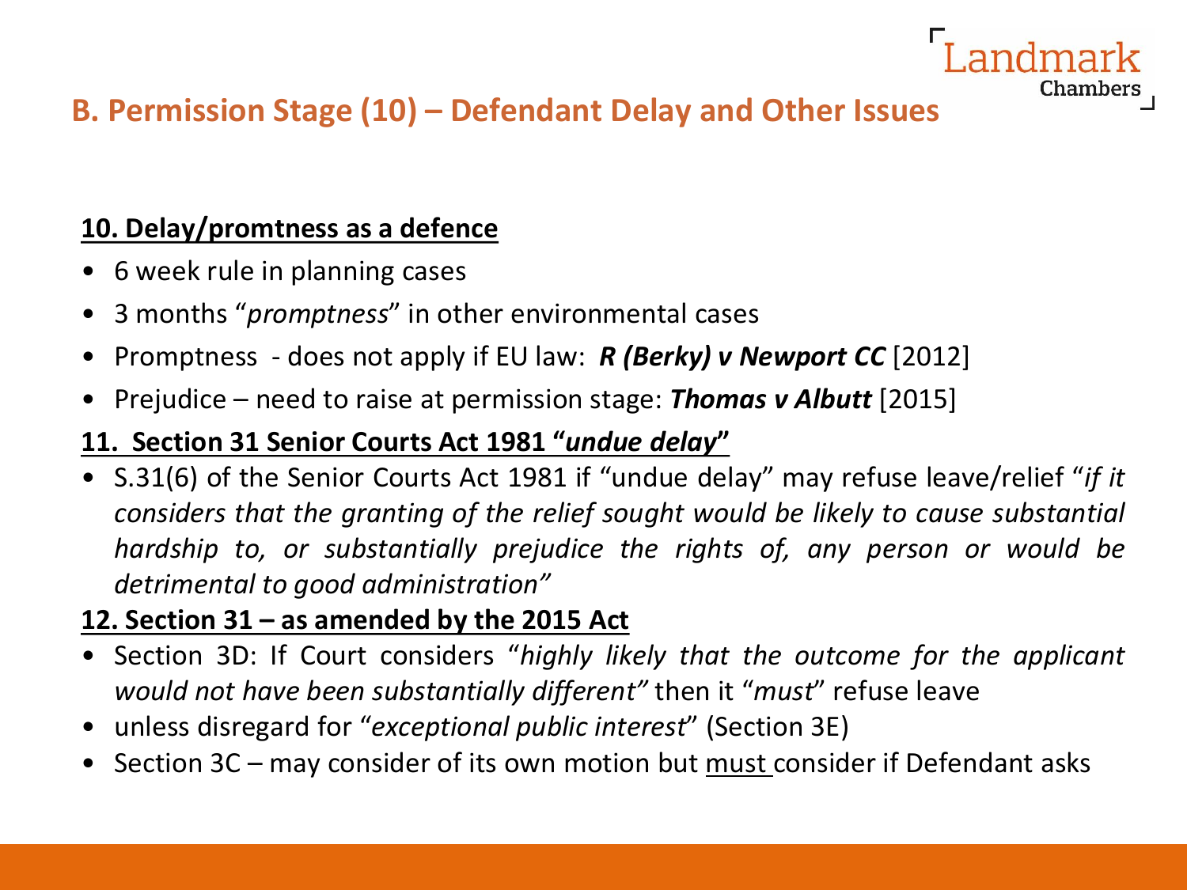## B. Permission Stage (10) – Defendant Delay and Other Issues

**10. Delay/promtness as a defence**

- 6 week rule in planning cases
- 3 months "*promptness*" in other environmental cases
- Promptness - does not apply if EU law: ***R (Berky) v Newport CC*** [2012]
- Prejudice – need to raise at permission stage: ***Thomas v Albutt*** [2015]

**11. Section 31 Senior Courts Act 1981 "*undue delay*"**

- S.31(6) of the Senior Courts Act 1981 if "undue delay" may refuse leave/relief "*if it considers that the granting of the relief sought would be likely to cause substantial hardship to, or substantially prejudice the rights of, any person or would be detrimental to good administration"*

**12. Section 31 – as amended by the 2015 Act**

- Section 3D: If Court considers "*highly likely that the outcome for the applicant would not have been substantially different"* then it "*must*" refuse leave
- unless disregard for "*exceptional public interest*" (Section 3E)
- Section 3C – may consider of its own motion but must consider if Defendant asks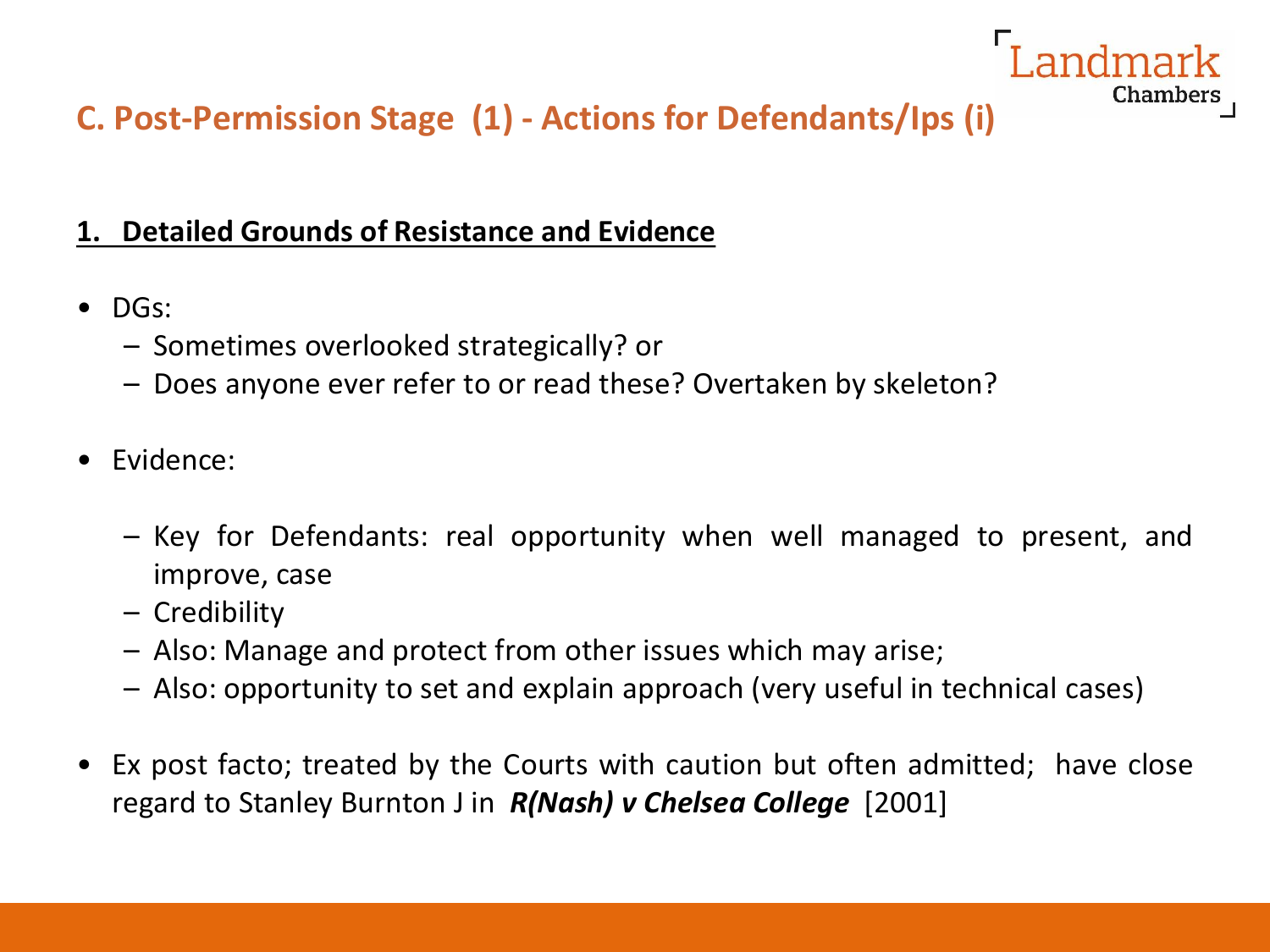## C. Post-Permission Stage (1) - Actions for Defendants/Ips (i)

**1. Detailed Grounds of Resistance and Evidence**

- DGs:
  - Sometimes overlooked strategically? or
  - Does anyone ever refer to or read these? Overtaken by skeleton?
- Evidence:
  - Key for Defendants: real opportunity when well managed to present, and improve, case
  - Credibility
  - Also: Manage and protect from other issues which may arise;
  - Also: opportunity to set and explain approach (very useful in technical cases)
- Ex post facto; treated by the Courts with caution but often admitted; have close regard to Stanley Burnton J in ***R(Nash) v Chelsea College*** [2001]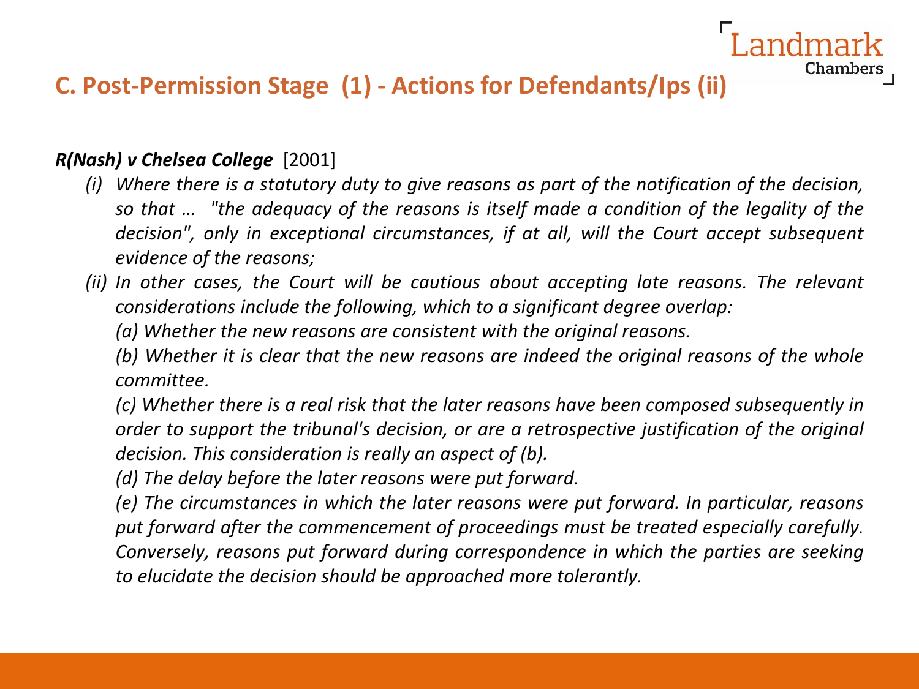## C. Post-Permission Stage (1) - Actions for Defendants/Ips (ii)

***R(Nash) v Chelsea College*** [2001]

*(i) Where there is a statutory duty to give reasons as part of the notification of the decision, so that … "the adequacy of the reasons is itself made a condition of the legality of the decision", only in exceptional circumstances, if at all, will the Court accept subsequent evidence of the reasons;*

*(ii) In other cases, the Court will be cautious about accepting late reasons. The relevant considerations include the following, which to a significant degree overlap:*

*(a) Whether the new reasons are consistent with the original reasons.*

*(b) Whether it is clear that the new reasons are indeed the original reasons of the whole committee.*

*(c) Whether there is a real risk that the later reasons have been composed subsequently in order to support the tribunal's decision, or are a retrospective justification of the original decision. This consideration is really an aspect of (b).*

*(d) The delay before the later reasons were put forward.*

*(e) The circumstances in which the later reasons were put forward. In particular, reasons put forward after the commencement of proceedings must be treated especially carefully. Conversely, reasons put forward during correspondence in which the parties are seeking to elucidate the decision should be approached more tolerantly.*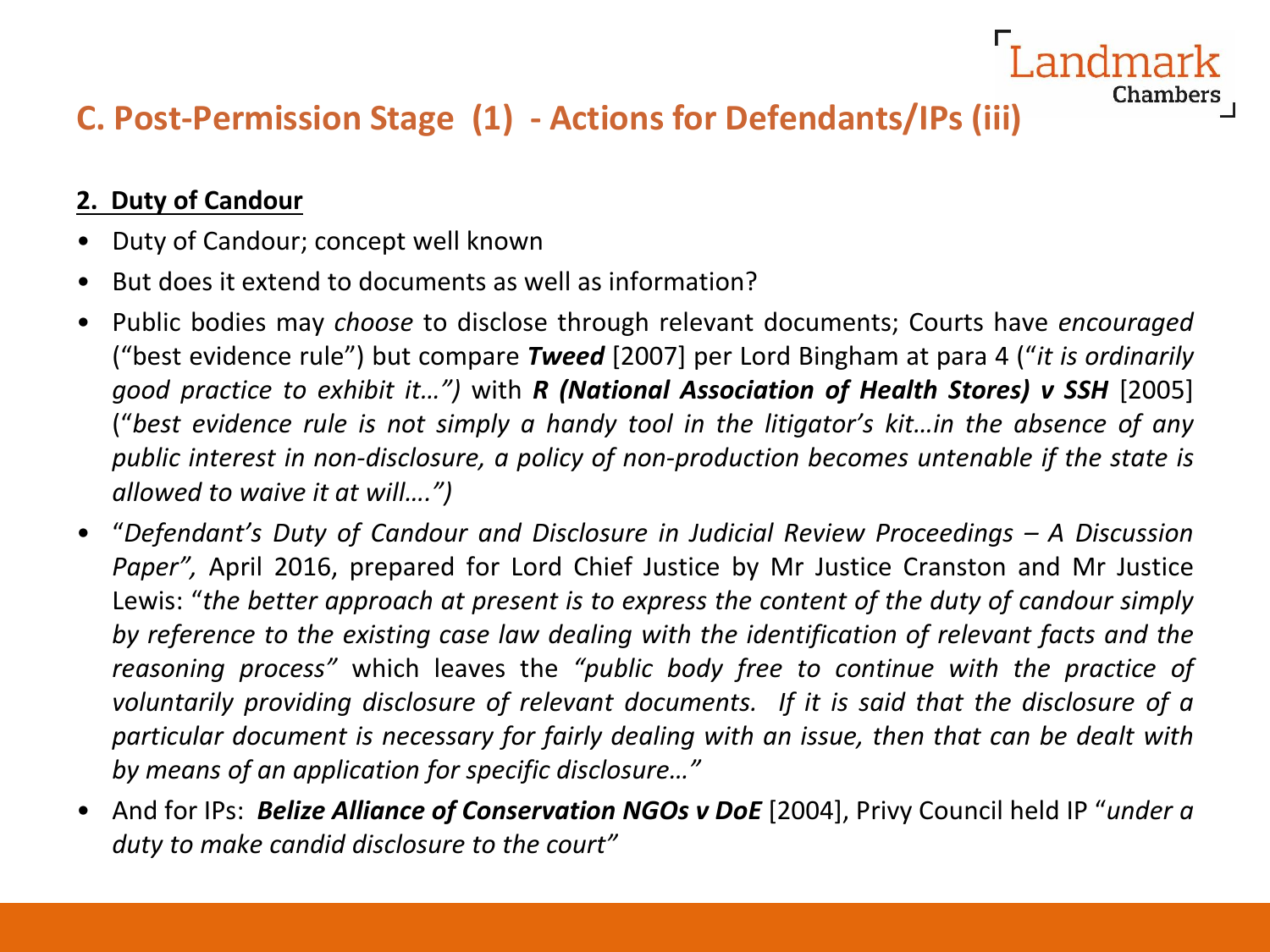# C. Post-Permission Stage (1) - Actions for Defendants/IPs (iii)

**2. Duty of Candour**

- Duty of Candour; concept well known
- But does it extend to documents as well as information?
- Public bodies may *choose* to disclose through relevant documents; Courts have *encouraged* ("best evidence rule") but compare ***Tweed*** [2007] per Lord Bingham at para 4 ("*it is ordinarily good practice to exhibit it…")* with ***R (National Association of Health Stores) v SSH*** [2005] ("*best evidence rule is not simply a handy tool in the litigator's kit…in the absence of any public interest in non-disclosure, a policy of non-production becomes untenable if the state is allowed to waive it at will….")*
- "*Defendant's Duty of Candour and Disclosure in Judicial Review Proceedings – A Discussion Paper",* April 2016, prepared for Lord Chief Justice by Mr Justice Cranston and Mr Justice Lewis: "*the better approach at present is to express the content of the duty of candour simply by reference to the existing case law dealing with the identification of relevant facts and the reasoning process"* which leaves the *"public body free to continue with the practice of voluntarily providing disclosure of relevant documents. If it is said that the disclosure of a particular document is necessary for fairly dealing with an issue, then that can be dealt with by means of an application for specific disclosure…"*
- And for IPs: ***Belize Alliance of Conservation NGOs v DoE*** [2004], Privy Council held IP "*under a duty to make candid disclosure to the court"*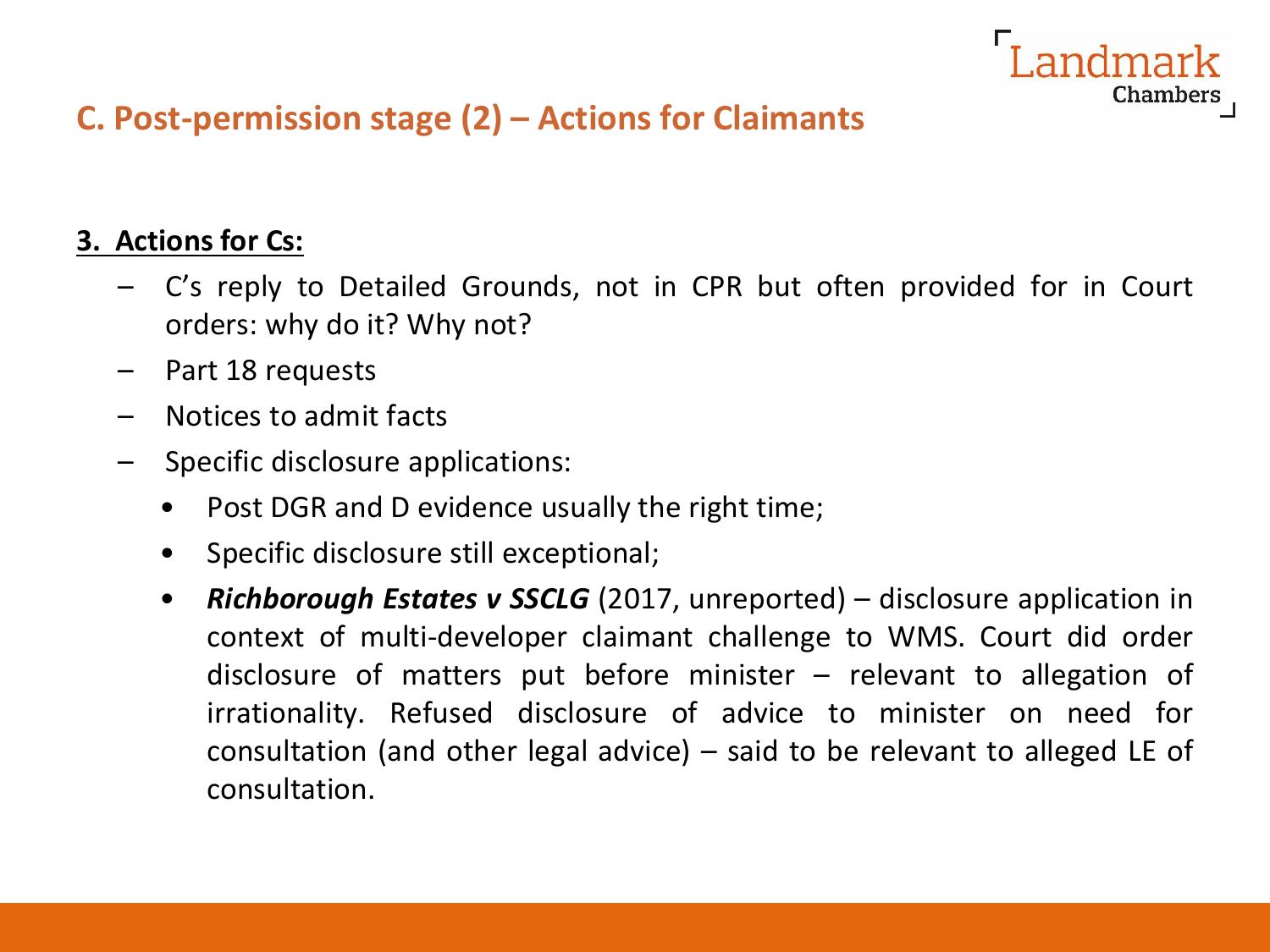## C. Post-permission stage (2) – Actions for Claimants

**3. Actions for Cs:**

- C's reply to Detailed Grounds, not in CPR but often provided for in Court orders: why do it? Why not?
- Part 18 requests
- Notices to admit facts
- Specific disclosure applications:
  - Post DGR and D evidence usually the right time;
  - Specific disclosure still exceptional;
  - ***Richborough Estates v SSCLG*** (2017, unreported) – disclosure application in context of multi-developer claimant challenge to WMS. Court did order disclosure of matters put before minister – relevant to allegation of irrationality. Refused disclosure of advice to minister on need for consultation (and other legal advice) – said to be relevant to alleged LE of consultation.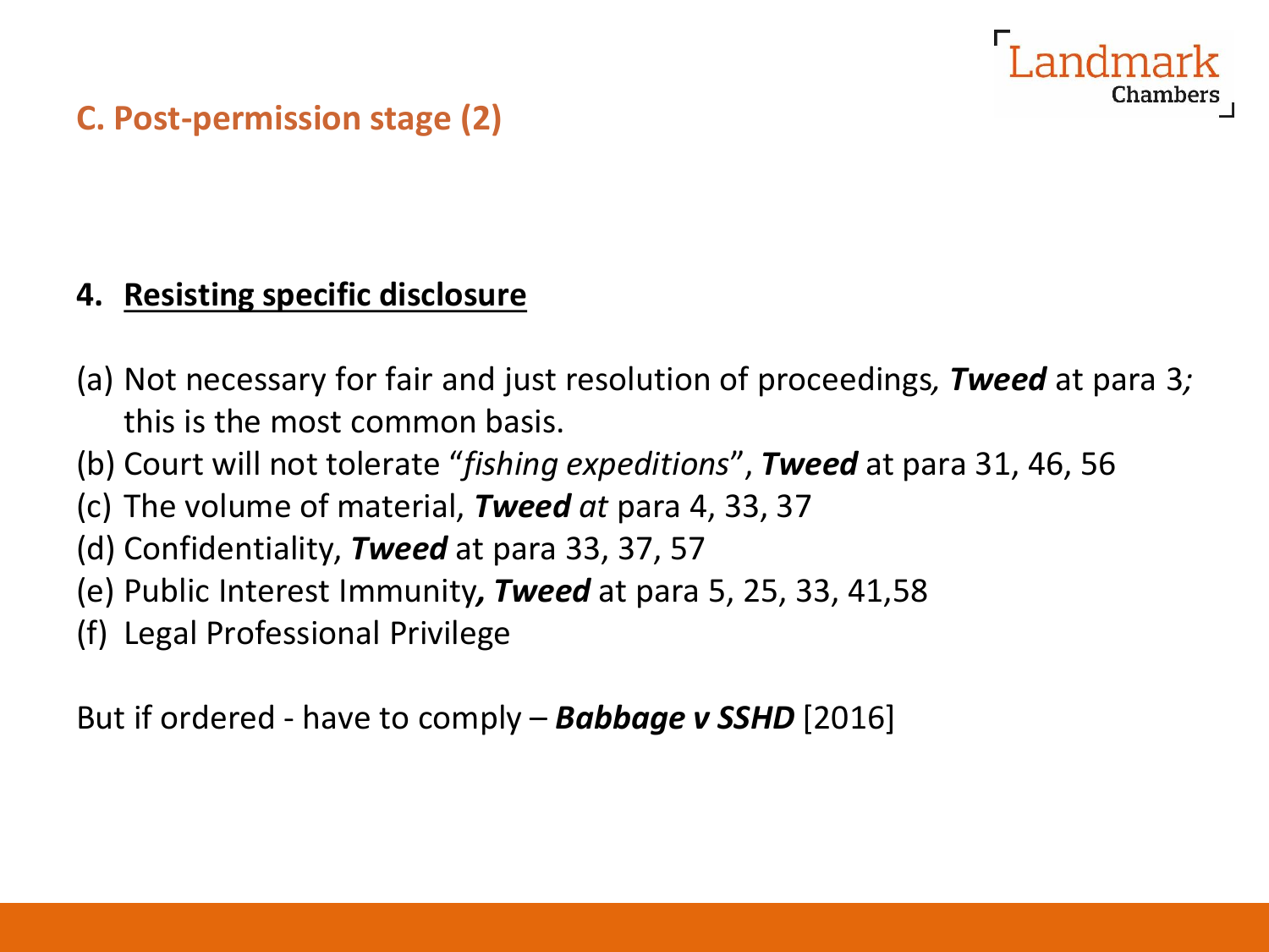## C. Post-permission stage (2)

### 4. Resisting specific disclosure

(a) Not necessary for fair and just resolution of proceedings*,* ***Tweed*** at para 3*;* this is the most common basis.

(b) Court will not tolerate "*fishing expeditions*", ***Tweed*** at para 31, 46, 56

(c) The volume of material, ***Tweed*** *at* para 4, 33, 37

(d) Confidentiality, ***Tweed*** at para 33, 37, 57

(e) Public Interest Immunity***, Tweed*** at para 5, 25, 33, 41,58

(f) Legal Professional Privilege

But if ordered - have to comply – ***Babbage v SSHD*** [2016]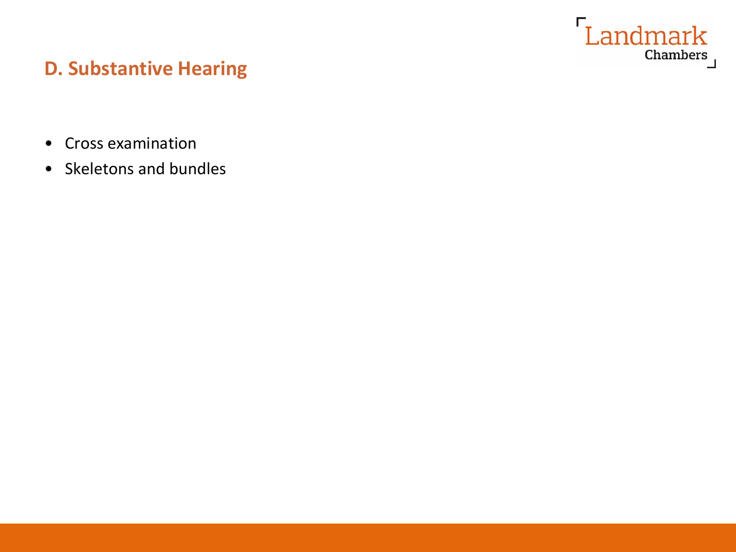## D. Substantive Hearing

- Cross examination
- Skeletons and bundles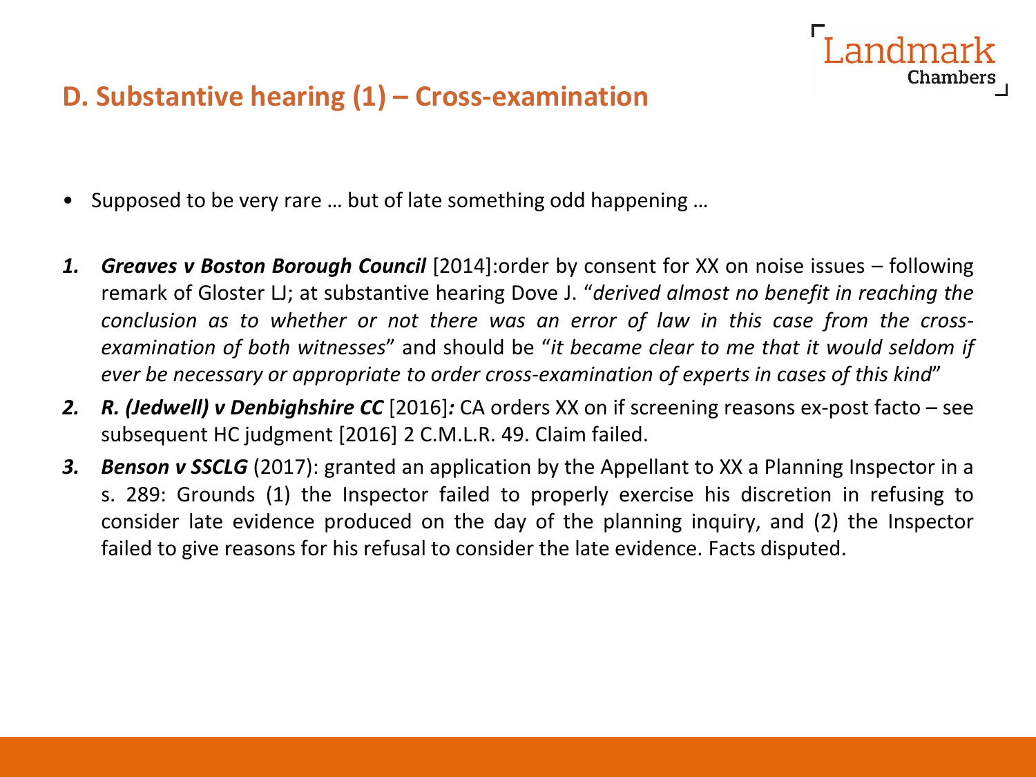## D. Substantive hearing (1) – Cross-examination

- Supposed to be very rare … but of late something odd happening …

1. ***Greaves v Boston Borough Council*** [2014]:order by consent for XX on noise issues – following remark of Gloster LJ; at substantive hearing Dove J. "*derived almost no benefit in reaching the conclusion as to whether or not there was an error of law in this case from the cross-examination of both witnesses*" and should be "*it became clear to me that it would seldom if ever be necessary or appropriate to order cross-examination of experts in cases of this kind*"
2. ***R. (Jedwell) v Denbighshire CC*** [2016]***:*** CA orders XX on if screening reasons ex-post facto – see subsequent HC judgment [2016] 2 C.M.L.R. 49. Claim failed.
3. ***Benson v SSCLG*** (2017): granted an application by the Appellant to XX a Planning Inspector in a s. 289: Grounds (1) the Inspector failed to properly exercise his discretion in refusing to consider late evidence produced on the day of the planning inquiry, and (2) the Inspector failed to give reasons for his refusal to consider the late evidence. Facts disputed.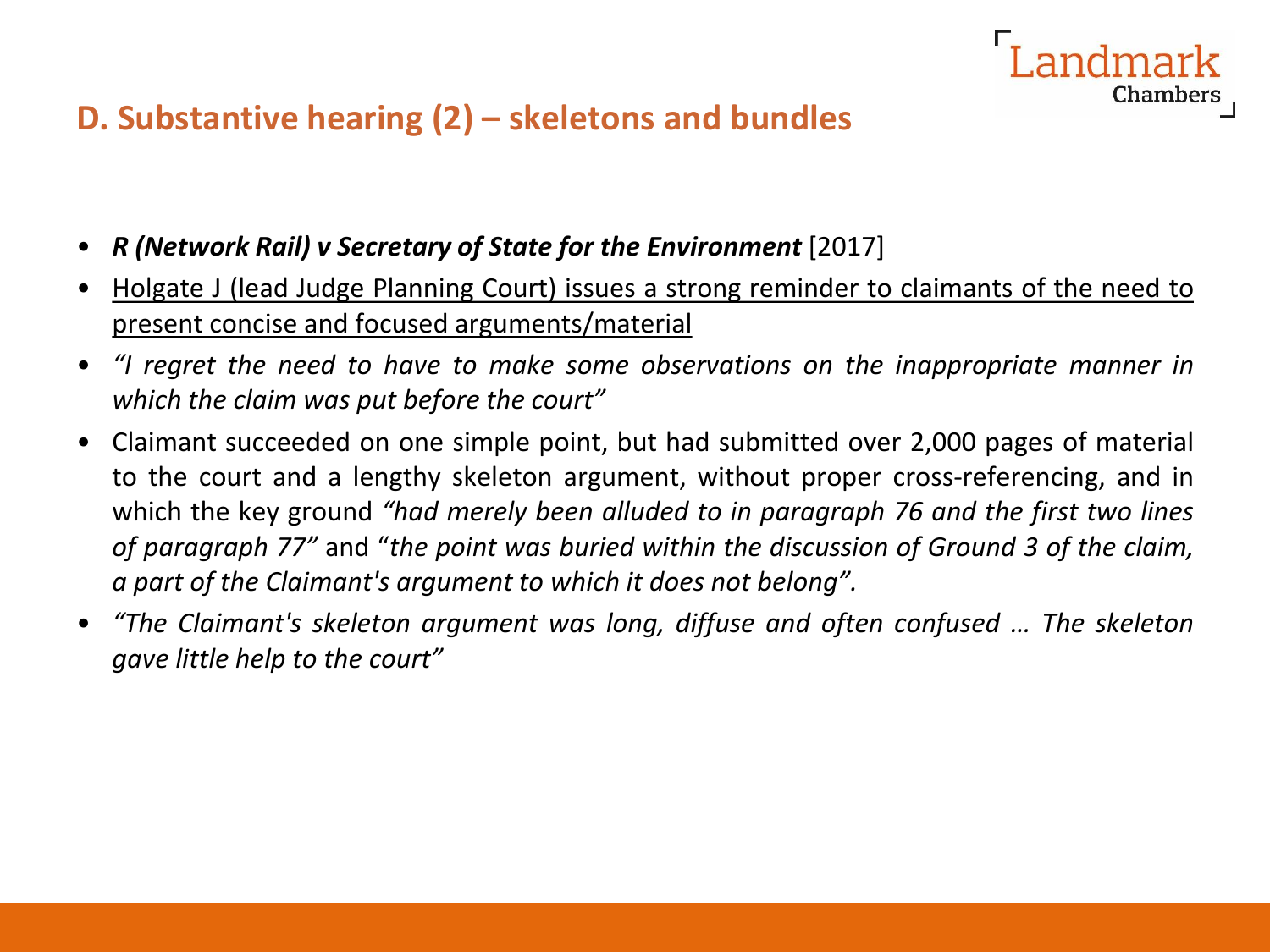## D. Substantive hearing (2) – skeletons and bundles

- ***R (Network Rail) v Secretary of State for the Environment*** [2017]
- <u>Holgate J (lead Judge Planning Court) issues a strong reminder to claimants of the need to present concise and focused arguments/material</u>
- *"I regret the need to have to make some observations on the inappropriate manner in which the claim was put before the court"*
- Claimant succeeded on one simple point, but had submitted over 2,000 pages of material to the court and a lengthy skeleton argument, without proper cross-referencing, and in which the key ground *"had merely been alluded to in paragraph 76 and the first two lines of paragraph 77"* and "*the point was buried within the discussion of Ground 3 of the claim, a part of the Claimant's argument to which it does not belong".*
- *"The Claimant's skeleton argument was long, diffuse and often confused … The skeleton gave little help to the court"*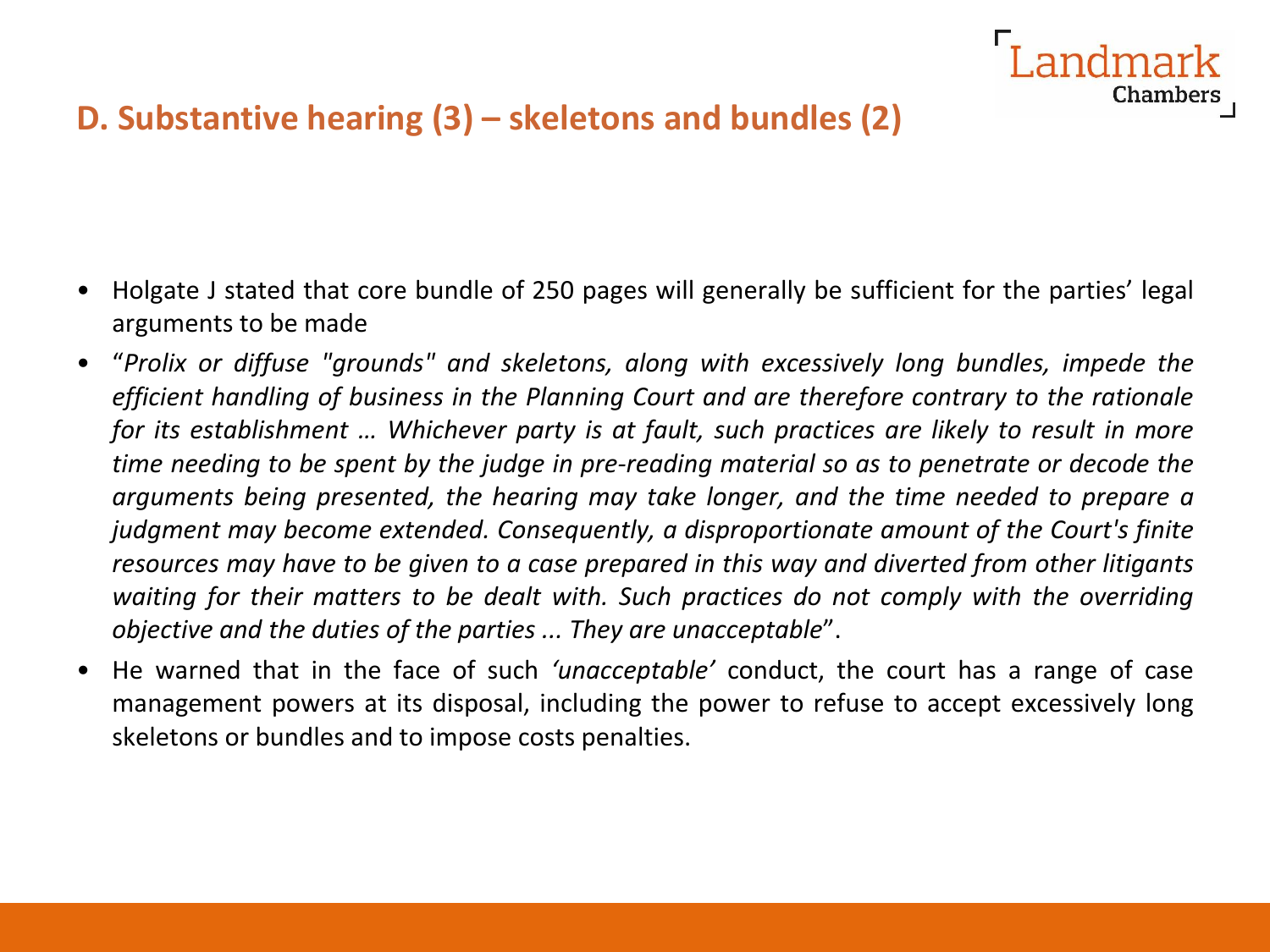## D. Substantive hearing (3) – skeletons and bundles (2)

- Holgate J stated that core bundle of 250 pages will generally be sufficient for the parties' legal arguments to be made
- "*Prolix or diffuse "grounds" and skeletons, along with excessively long bundles, impede the efficient handling of business in the Planning Court and are therefore contrary to the rationale for its establishment … Whichever party is at fault, such practices are likely to result in more time needing to be spent by the judge in pre-reading material so as to penetrate or decode the arguments being presented, the hearing may take longer, and the time needed to prepare a judgment may become extended. Consequently, a disproportionate amount of the Court's finite resources may have to be given to a case prepared in this way and diverted from other litigants waiting for their matters to be dealt with. Such practices do not comply with the overriding objective and the duties of the parties ... They are unacceptable*".
- He warned that in the face of such *'unacceptable'* conduct, the court has a range of case management powers at its disposal, including the power to refuse to accept excessively long skeletons or bundles and to impose costs penalties.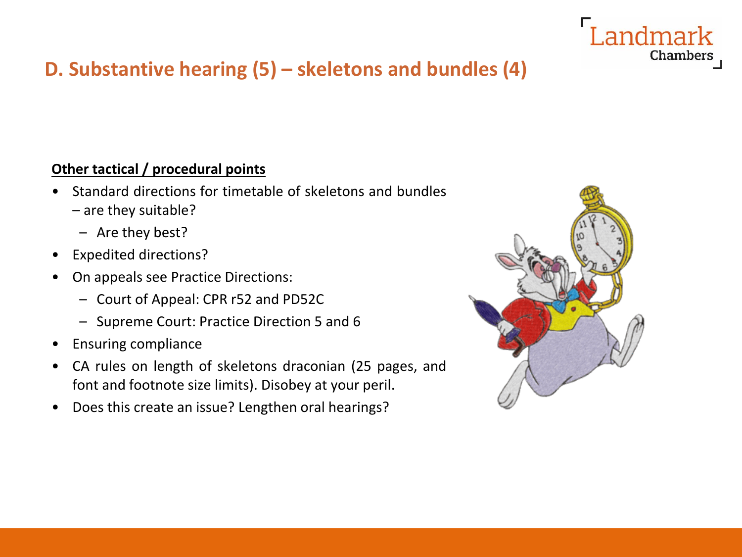## D. Substantive hearing (5) – skeletons and bundles (4)

**Other tactical / procedural points**

- Standard directions for timetable of skeletons and bundles – are they suitable?
  - Are they best?
- Expedited directions?
- On appeals see Practice Directions:
  - Court of Appeal: CPR r52 and PD52C
  - Supreme Court: Practice Direction 5 and 6
- Ensuring compliance
- CA rules on length of skeletons draconian (25 pages, and font and footnote size limits). Disobey at your peril.
- Does this create an issue? Lengthen oral hearings?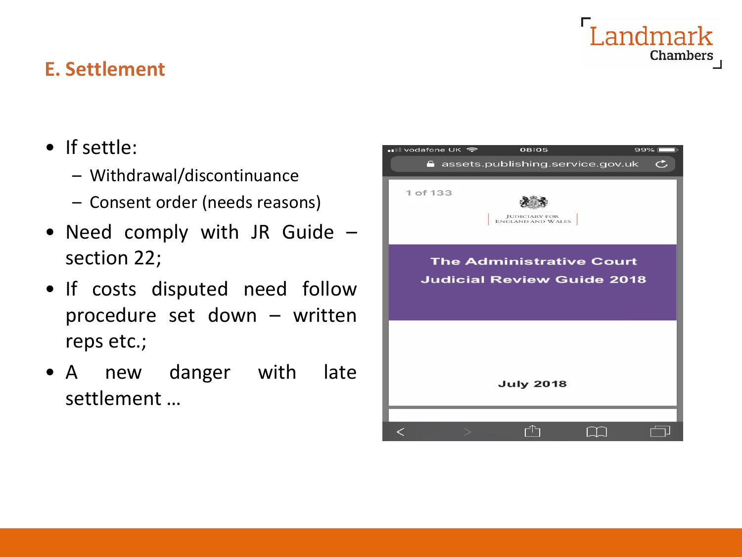## E. Settlement

- If settle:
  - Withdrawal/discontinuance
  - Consent order (needs reasons)
- Need comply with JR Guide – section 22;
- If costs disputed need follow procedure set down – written reps etc.;
- A new danger with late settlement …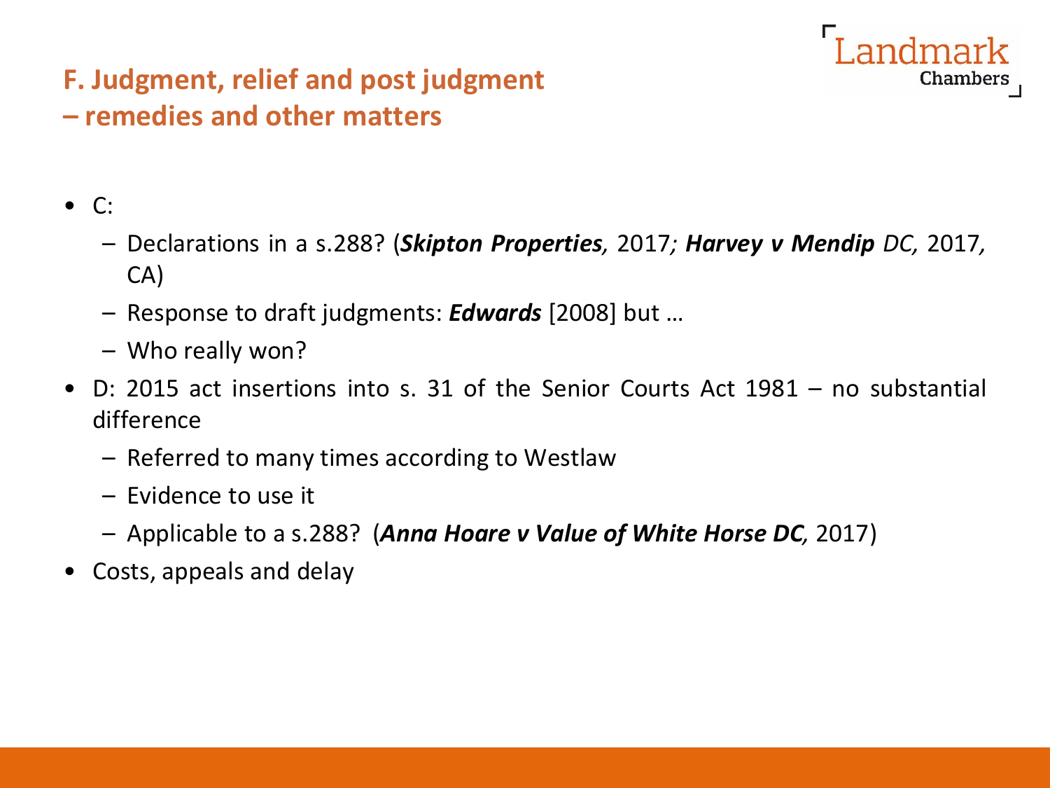## F. Judgment, relief and post judgment – remedies and other matters

- C:
  - Declarations in a s.288? (***Skipton Properties**,* 2017*;* ***Harvey v Mendip** DC,* 2017*,* CA)
  - Response to draft judgments: ***Edwards*** [2008] but …
  - Who really won?
- D: 2015 act insertions into s. 31 of the Senior Courts Act 1981 – no substantial difference
  - Referred to many times according to Westlaw
  - Evidence to use it
  - Applicable to a s.288? (***Anna Hoare v Value of White Horse DC**,* 2017)
- Costs, appeals and delay